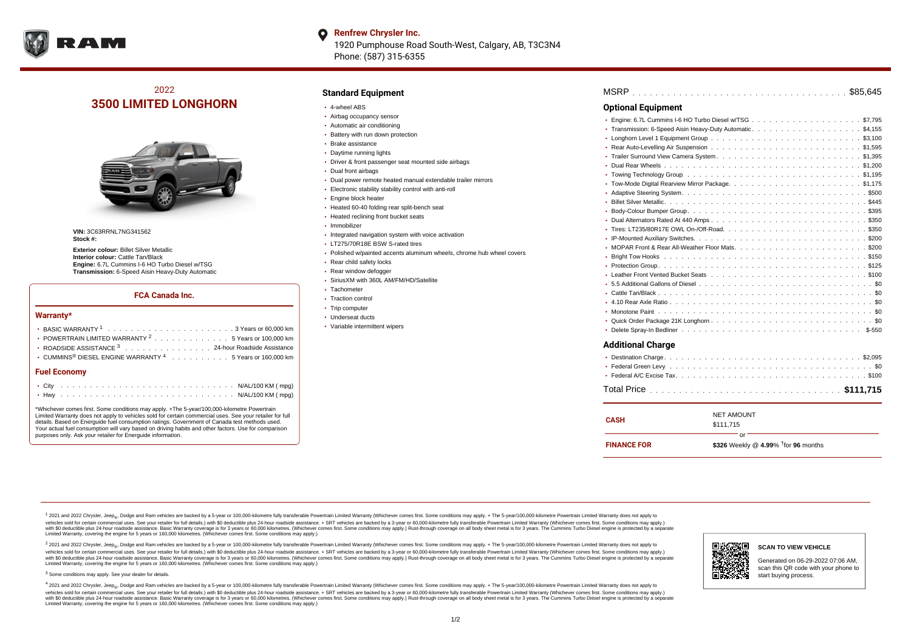**Renfrew Chrysler Inc.**
1920 Pumphouse Road South-West, Calgary, AB, T3C3N4
Phone: (587) 315-6355

2022
# 3500 LIMITED LONGHORN

**VIN:** 3C63RRNL7NG341562
**Stock #:**

**Exterior colour:** Billet Silver Metallic
**Interior colour:** Cattle Tan/Black
**Engine:** 6.7L Cummins I-6 HO Turbo Diesel w/TSG
**Transmission:** 6-Speed Aisin Heavy-Duty Automatic

### FCA Canada Inc.

#### Warranty*

- BASIC WARRANTY [1] . . . . . 3 Years or 60,000 km
- POWERTRAIN LIMITED WARRANTY [2] . . . . . 5 Years or 100,000 km
- ROADSIDE ASSISTANCE [3] . . . . . 24-hour Roadside Assistance
- CUMMINS® DIESEL ENGINE WARRANTY [4] . . . . . 5 Years or 160,000 km

#### Fuel Economy

- City . . . . . N/AL/100 KM ( mpg)
- Hwy . . . . . N/AL/100 KM ( mpg)

*Whichever comes first. Some conditions may apply. +The 5-year/100,000-kilometre Powertrain Limited Warranty does not apply to vehicles sold for certain commercial uses. See your retailer for full details. Based on Energuide fuel consumption ratings. Government of Canada test methods used. Your actual fuel consumption will vary based on driving habits and other factors. Use for comparison purposes only. Ask your retailer for Energuide information.

## Standard Equipment

- 4-wheel ABS
- Airbag occupancy sensor
- Automatic air conditioning
- Battery with run down protection
- Brake assistance
- Daytime running lights
- Driver & front passenger seat mounted side airbags
- Dual front airbags
- Dual power remote heated manual extendable trailer mirrors
- Electronic stability stability control with anti-roll
- Engine block heater
- Heated 60-40 folding rear split-bench seat
- Heated reclining front bucket seats
- Immobilizer
- Integrated navigation system with voice activation
- LT275/70R18E BSW S-rated tires
- Polished w/painted accents aluminum wheels, chrome hub wheel covers
- Rear child safety locks
- Rear window defogger
- SiriusXM with 360L AM/FM/HD/Satellite
- Tachometer
- Traction control
- Trip computer
- Underseat ducts
- Variable intermittent wipers

MSRP . . . . . $85,645

## Optional Equipment

- Engine: 6.7L Cummins I-6 HO Turbo Diesel w/TSG . . . . . $7,795
- Transmission: 6-Speed Aisin Heavy-Duty Automatic . . . . . $4,155
- Longhorn Level 1 Equipment Group . . . . . $3,100
- Rear Auto-Levelling Air Suspension . . . . . $1,595
- Trailer Surround View Camera System . . . . . $1,395
- Dual Rear Wheels . . . . . $1,200
- Towing Technology Group . . . . . $1,195
- Tow-Mode Digital Rearview Mirror Package . . . . . $1,175
- Adaptive Steering System . . . . . $500
- Billet Silver Metallic . . . . . $445
- Body-Colour Bumper Group . . . . . $395
- Dual Alternators Rated At 440 Amps . . . . . $350
- Tires: LT235/80R17E OWL On-/Off-Road . . . . . $350
- IP-Mounted Auxiliary Switches . . . . . $200
- MOPAR Front & Rear All-Weather Floor Mats . . . . . $200
- Bright Tow Hooks . . . . . $150
- Protection Group . . . . . $125
- Leather Front Vented Bucket Seats . . . . . $100
- 5.5 Additional Gallons of Diesel . . . . . $0
- Cattle Tan/Black . . . . . $0
- 4.10 Rear Axle Ratio . . . . . $0
- Monotone Paint . . . . . $0
- Quick Order Package 21K Longhorn . . . . . $0
- Delete Spray-In Bedliner . . . . . $-550

## Additional Charge

- Destination Charge . . . . . $2,095
- Federal Green Levy . . . . . $0
- Federal A/C Excise Tax . . . . . $100

Total Price . . . . . **$111,715**

| | |
|---|---|
| **CASH** | NET AMOUNT $111,715 |
| | or |
| **FINANCE FOR** | **$326** Weekly @ **4.99**% †for **96** months |

[1] 2021 and 2022 Chrysler, Jeep®, Dodge and Ram vehicles are backed by a 5-year or 100,000-kilometre fully transferable Powertrain Limited Warranty (Whichever comes first. Some conditions may apply. + The 5-year/100,000-kilometre Powertrain Limited Warranty does not apply to vehicles sold for certain commercial uses. See your retailer for full details.) with $0 deductible plus 24-hour roadside assistance. + SRT vehicles are backed by a 3-year or 60,000-kilometre fully transferable Powertrain Limited Warranty (Whichever comes first. Some conditions may apply.) with $0 deductible plus 24-hour roadside assistance. Basic Warranty coverage is for 3 years or 60,000 kilometres. (Whichever comes first. Some conditions may apply.) Rust-through coverage on all body sheet metal is for 3 years. The Cummins Turbo Diesel engine is protected by a separate Limited Warranty, covering the engine for 5 years or 160,000 kilometres. (Whichever comes first. Some conditions may apply.)

[2] 2021 and 2022 Chrysler, Jeep®, Dodge and Ram vehicles are backed by a 5-year or 100,000-kilometre fully transferable Powertrain Limited Warranty (Whichever comes first. Some conditions may apply. + The 5-year/100,000-kilometre Powertrain Limited Warranty does not apply to vehicles sold for certain commercial uses. See your retailer for full details.) with $0 deductible plus 24-hour roadside assistance. + SRT vehicles are backed by a 3-year or 60,000-kilometre fully transferable Powertrain Limited Warranty (Whichever comes first. Some conditions may apply.) with $0 deductible plus 24-hour roadside assistance. Basic Warranty coverage is for 3 years or 60,000 kilometres. (Whichever comes first. Some conditions may apply.) Rust-through coverage on all body sheet metal is for 3 years. The Cummins Turbo Diesel engine is protected by a separate Limited Warranty, covering the engine for 5 years or 160,000 kilometres. (Whichever comes first. Some conditions may apply.)

[3] Some conditions may apply. See your dealer for details.

[4] 2021 and 2022 Chrysler, Jeep®, Dodge and Ram vehicles are backed by a 5-year or 100,000-kilometre fully transferable Powertrain Limited Warranty (Whichever comes first. Some conditions may apply. + The 5-year/100,000-kilometre Powertrain Limited Warranty does not apply to vehicles sold for certain commercial uses. See your retailer for full details.) with $0 deductible plus 24-hour roadside assistance. + SRT vehicles are backed by a 3-year or 60,000-kilometre fully transferable Powertrain Limited Warranty (Whichever comes first. Some conditions may apply.) with $0 deductible plus 24-hour roadside assistance. Basic Warranty coverage is for 3 years or 60,000 kilometres. (Whichever comes first. Some conditions may apply.) Rust-through coverage on all body sheet metal is for 3 years. The Cummins Turbo Diesel engine is protected by a separate Limited Warranty, covering the engine for 5 years or 160,000 kilometres. (Whichever comes first. Some conditions may apply.)

**SCAN TO VIEW VEHICLE**

Generated on 06-29-2022 07:06 AM, scan this QR code with your phone to start buying process.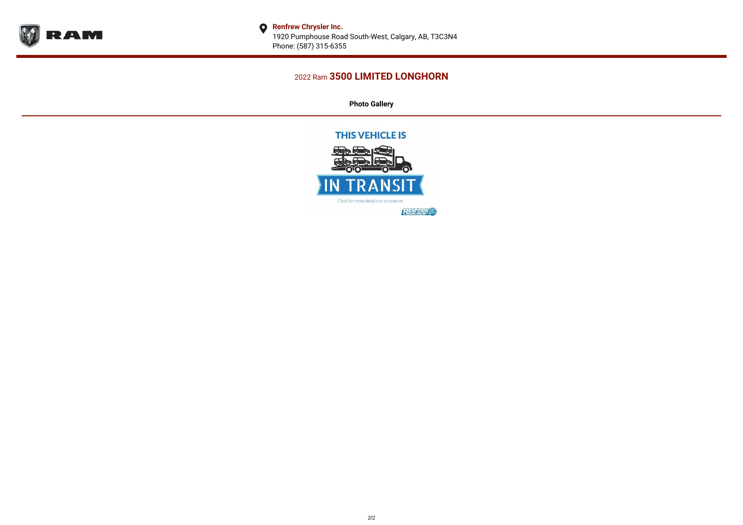**Renfrew Chrysler Inc.**
1920 Pumphouse Road South-West, Calgary, AB, T3C3N4
Phone: (587) 315-6355

## 2022 Ram **3500 LIMITED LONGHORN**

**Photo Gallery**